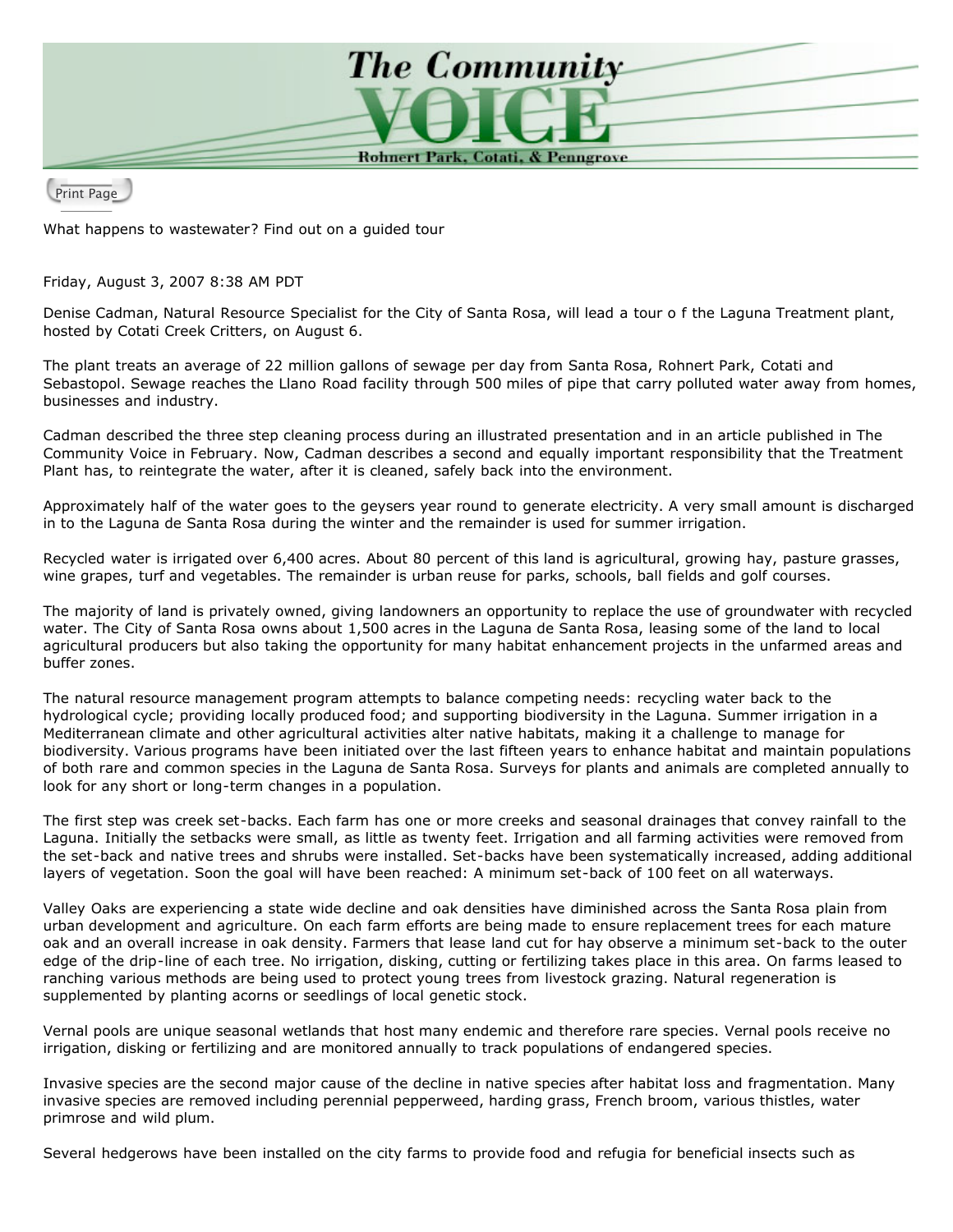# The Community VOICE

Rohnert Park, Cotati, & Penngrove

What happens to wastewater? Find out on a guided tour

Friday, August 3, 2007 8:38 AM PDT

Denise Cadman, Natural Resource Specialist for the City of Santa Rosa, will lead a tour o f the Laguna Treatment plant, hosted by Cotati Creek Critters, on August 6.

The plant treats an average of 22 million gallons of sewage per day from Santa Rosa, Rohnert Park, Cotati and Sebastopol. Sewage reaches the Llano Road facility through 500 miles of pipe that carry polluted water away from homes, businesses and industry.

Cadman described the three step cleaning process during an illustrated presentation and in an article published in The Community Voice in February. Now, Cadman describes a second and equally important responsibility that the Treatment Plant has, to reintegrate the water, after it is cleaned, safely back into the environment.

Approximately half of the water goes to the geysers year round to generate electricity. A very small amount is discharged in to the Laguna de Santa Rosa during the winter and the remainder is used for summer irrigation.

Recycled water is irrigated over 6,400 acres. About 80 percent of this land is agricultural, growing hay, pasture grasses, wine grapes, turf and vegetables. The remainder is urban reuse for parks, schools, ball fields and golf courses.

The majority of land is privately owned, giving landowners an opportunity to replace the use of groundwater with recycled water. The City of Santa Rosa owns about 1,500 acres in the Laguna de Santa Rosa, leasing some of the land to local agricultural producers but also taking the opportunity for many habitat enhancement projects in the unfarmed areas and buffer zones.

The natural resource management program attempts to balance competing needs: recycling water back to the hydrological cycle; providing locally produced food; and supporting biodiversity in the Laguna. Summer irrigation in a Mediterranean climate and other agricultural activities alter native habitats, making it a challenge to manage for biodiversity. Various programs have been initiated over the last fifteen years to enhance habitat and maintain populations of both rare and common species in the Laguna de Santa Rosa. Surveys for plants and animals are completed annually to look for any short or long-term changes in a population.

The first step was creek set-backs. Each farm has one or more creeks and seasonal drainages that convey rainfall to the Laguna. Initially the setbacks were small, as little as twenty feet. Irrigation and all farming activities were removed from the set-back and native trees and shrubs were installed. Set-backs have been systematically increased, adding additional layers of vegetation. Soon the goal will have been reached: A minimum set-back of 100 feet on all waterways.

Valley Oaks are experiencing a state wide decline and oak densities have diminished across the Santa Rosa plain from urban development and agriculture. On each farm efforts are being made to ensure replacement trees for each mature oak and an overall increase in oak density. Farmers that lease land cut for hay observe a minimum set-back to the outer edge of the drip-line of each tree. No irrigation, disking, cutting or fertilizing takes place in this area. On farms leased to ranching various methods are being used to protect young trees from livestock grazing. Natural regeneration is supplemented by planting acorns or seedlings of local genetic stock.

Vernal pools are unique seasonal wetlands that host many endemic and therefore rare species. Vernal pools receive no irrigation, disking or fertilizing and are monitored annually to track populations of endangered species.

Invasive species are the second major cause of the decline in native species after habitat loss and fragmentation. Many invasive species are removed including perennial pepperweed, harding grass, French broom, various thistles, water primrose and wild plum.

Several hedgerows have been installed on the city farms to provide food and refugia for beneficial insects such as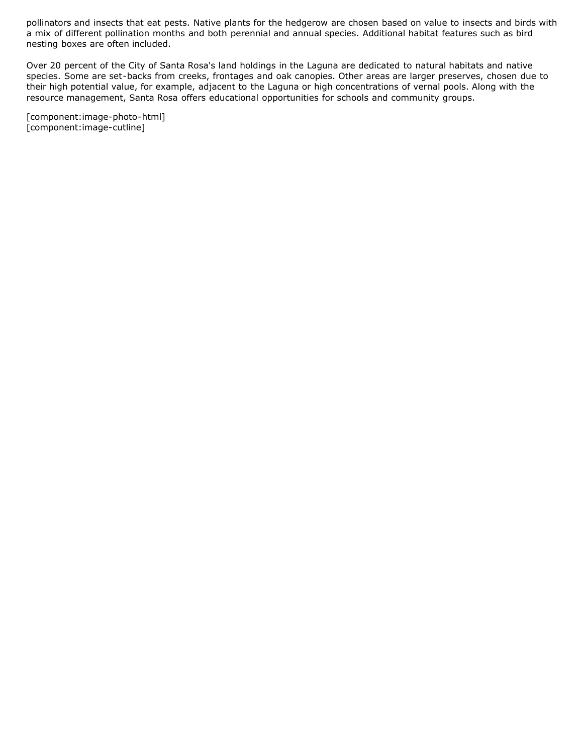pollinators and insects that eat pests. Native plants for the hedgerow are chosen based on value to insects and birds with a mix of different pollination months and both perennial and annual species. Additional habitat features such as bird nesting boxes are often included.

Over 20 percent of the City of Santa Rosa's land holdings in the Laguna are dedicated to natural habitats and native species. Some are set-backs from creeks, frontages and oak canopies. Other areas are larger preserves, chosen due to their high potential value, for example, adjacent to the Laguna or high concentrations of vernal pools. Along with the resource management, Santa Rosa offers educational opportunities for schools and community groups.

[component:image-photo-html]
[component:image-cutline]